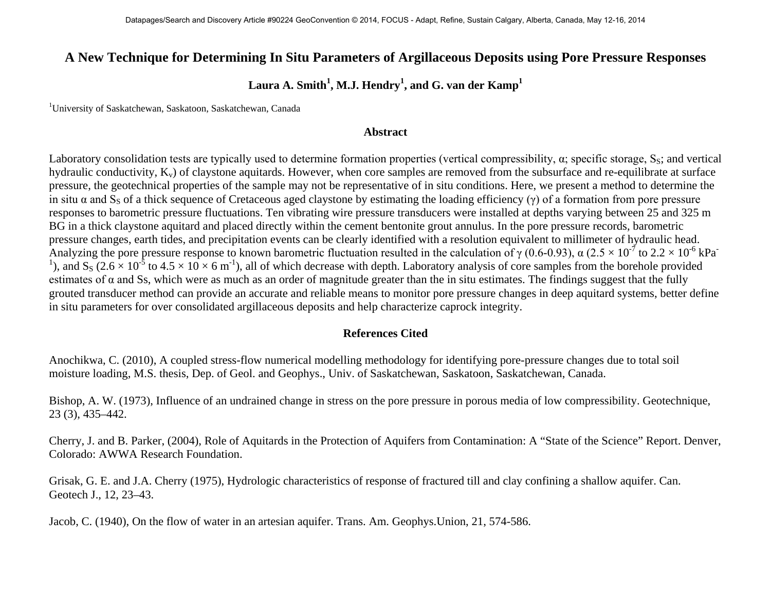# A New Technique for Determining In Situ Parameters of Argillaceous Deposits using Pore Pressure Responses

**Laura A. Smith[1], M.J. Hendry[1], and G. van der Kamp[1]**

[1]University of Saskatchewan, Saskatoon, Saskatchewan, Canada

## Abstract

Laboratory consolidation tests are typically used to determine formation properties (vertical compressibility, α; specific storage, $S_S$; and vertical hydraulic conductivity, $K_v$) of claystone aquitards. However, when core samples are removed from the subsurface and re-equilibrate at surface pressure, the geotechnical properties of the sample may not be representative of in situ conditions. Here, we present a method to determine the in situ α and $S_S$ of a thick sequence of Cretaceous aged claystone by estimating the loading efficiency (γ) of a formation from pore pressure responses to barometric pressure fluctuations. Ten vibrating wire pressure transducers were installed at depths varying between 25 and 325 m BG in a thick claystone aquitard and placed directly within the cement bentonite grout annulus. In the pore pressure records, barometric pressure changes, earth tides, and precipitation events can be clearly identified with a resolution equivalent to millimeter of hydraulic head. Analyzing the pore pressure response to known barometric fluctuation resulted in the calculation of γ (0.6-0.93), α ($2.5 \times 10^{-7}$ to $2.2 \times 10^{-6}$ kPa$^{-1}$), and $S_S$ ($2.6 \times 10^{-5}$ to $4.5 \times 10 \times 6$ m$^{-1}$), all of which decrease with depth. Laboratory analysis of core samples from the borehole provided estimates of α and Ss, which were as much as an order of magnitude greater than the in situ estimates. The findings suggest that the fully grouted transducer method can provide an accurate and reliable means to monitor pore pressure changes in deep aquitard systems, better define in situ parameters for over consolidated argillaceous deposits and help characterize caprock integrity.

## References Cited

Anochikwa, C. (2010), A coupled stress-flow numerical modelling methodology for identifying pore-pressure changes due to total soil moisture loading, M.S. thesis, Dep. of Geol. and Geophys., Univ. of Saskatchewan, Saskatoon, Saskatchewan, Canada.

Bishop, A. W. (1973), Influence of an undrained change in stress on the pore pressure in porous media of low compressibility. Geotechnique, 23 (3), 435–442.

Cherry, J. and B. Parker, (2004), Role of Aquitards in the Protection of Aquifers from Contamination: A "State of the Science" Report. Denver, Colorado: AWWA Research Foundation.

Grisak, G. E. and J.A. Cherry (1975), Hydrologic characteristics of response of fractured till and clay confining a shallow aquifer. Can. Geotech J., 12, 23–43.

Jacob, C. (1940), On the flow of water in an artesian aquifer. Trans. Am. Geophys.Union, 21, 574-586.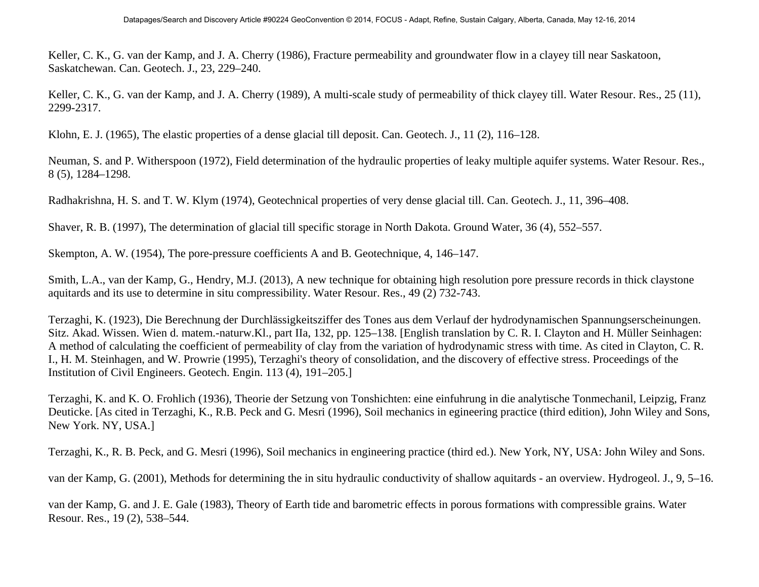Keller, C. K., G. van der Kamp, and J. A. Cherry (1986), Fracture permeability and groundwater flow in a clayey till near Saskatoon, Saskatchewan. Can. Geotech. J., 23, 229–240.

Keller, C. K., G. van der Kamp, and J. A. Cherry (1989), A multi-scale study of permeability of thick clayey till. Water Resour. Res., 25 (11), 2299-2317.

Klohn, E. J. (1965), The elastic properties of a dense glacial till deposit. Can. Geotech. J., 11 (2), 116–128.

Neuman, S. and P. Witherspoon (1972), Field determination of the hydraulic properties of leaky multiple aquifer systems. Water Resour. Res., 8 (5), 1284–1298.

Radhakrishna, H. S. and T. W. Klym (1974), Geotechnical properties of very dense glacial till. Can. Geotech. J., 11, 396–408.

Shaver, R. B. (1997), The determination of glacial till specific storage in North Dakota. Ground Water, 36 (4), 552–557.

Skempton, A. W. (1954), The pore-pressure coefficients A and B. Geotechnique, 4, 146–147.

Smith, L.A., van der Kamp, G., Hendry, M.J. (2013), A new technique for obtaining high resolution pore pressure records in thick claystone aquitards and its use to determine in situ compressibility. Water Resour. Res., 49 (2) 732-743.

Terzaghi, K. (1923), Die Berechnung der Durchlässigkeitsziffer des Tones aus dem Verlauf der hydrodynamischen Spannungserscheinungen. Sitz. Akad. Wissen. Wien d. matem.-naturw.Kl., part IIa, 132, pp. 125–138. [English translation by C. R. I. Clayton and H. Müller Seinhagen: A method of calculating the coefficient of permeability of clay from the variation of hydrodynamic stress with time. As cited in Clayton, C. R. I., H. M. Steinhagen, and W. Prowrie (1995), Terzaghi's theory of consolidation, and the discovery of effective stress. Proceedings of the Institution of Civil Engineers. Geotech. Engin. 113 (4), 191–205.]

Terzaghi, K. and K. O. Frohlich (1936), Theorie der Setzung von Tonshichten: eine einfuhrung in die analytische Tonmechanil, Leipzig, Franz Deuticke. [As cited in Terzaghi, K., R.B. Peck and G. Mesri (1996), Soil mechanics in egineering practice (third edition), John Wiley and Sons, New York. NY, USA.]

Terzaghi, K., R. B. Peck, and G. Mesri (1996), Soil mechanics in engineering practice (third ed.). New York, NY, USA: John Wiley and Sons.

van der Kamp, G. (2001), Methods for determining the in situ hydraulic conductivity of shallow aquitards - an overview. Hydrogeol. J., 9, 5–16.

van der Kamp, G. and J. E. Gale (1983), Theory of Earth tide and barometric effects in porous formations with compressible grains. Water Resour. Res., 19 (2), 538–544.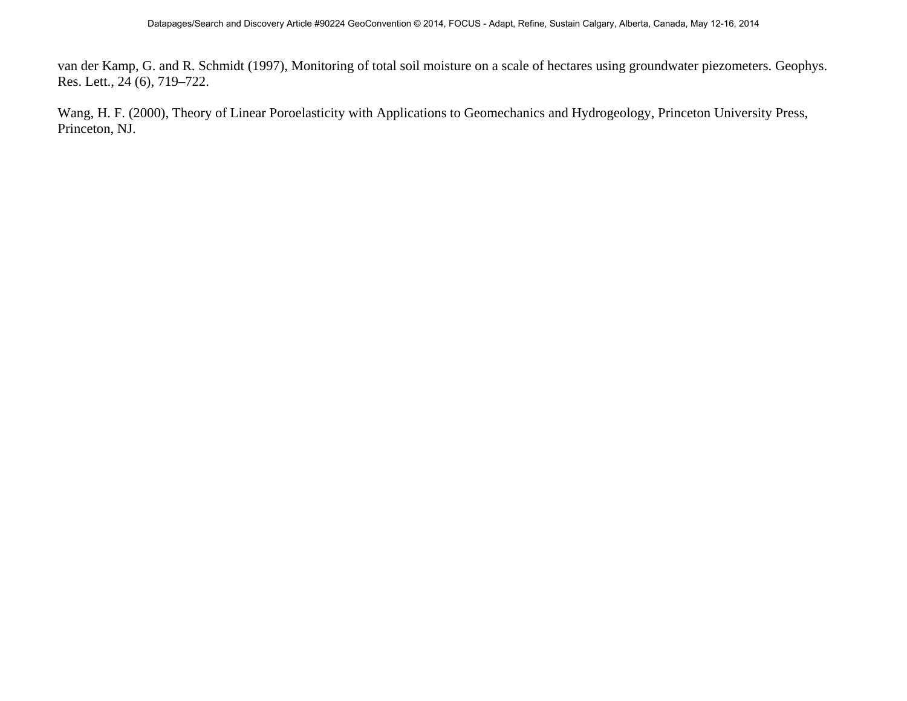van der Kamp, G. and R. Schmidt (1997), Monitoring of total soil moisture on a scale of hectares using groundwater piezometers. Geophys. Res. Lett., 24 (6), 719–722.

Wang, H. F. (2000), Theory of Linear Poroelasticity with Applications to Geomechanics and Hydrogeology, Princeton University Press, Princeton, NJ.